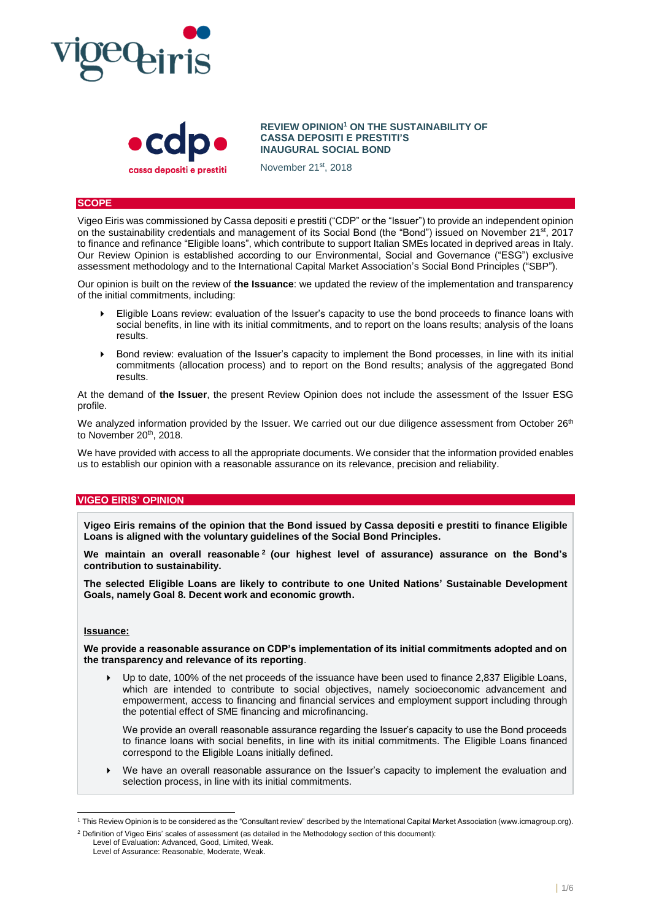**REVIEW OPINION[1] ON THE SUSTAINABILITY OF CASSA DEPOSITI E PRESTITI'S INAUGURAL SOCIAL BOND**

November 21st, 2018

## SCOPE

Vigeo Eiris was commissioned by Cassa depositi e prestiti ("CDP" or the "Issuer") to provide an independent opinion on the sustainability credentials and management of its Social Bond (the "Bond") issued on November 21st, 2017 to finance and refinance "Eligible loans", which contribute to support Italian SMEs located in deprived areas in Italy. Our Review Opinion is established according to our Environmental, Social and Governance ("ESG") exclusive assessment methodology and to the International Capital Market Association's Social Bond Principles ("SBP").

Our opinion is built on the review of **the Issuance**: we updated the review of the implementation and transparency of the initial commitments, including:

- Eligible Loans review: evaluation of the Issuer's capacity to use the bond proceeds to finance loans with social benefits, in line with its initial commitments, and to report on the loans results; analysis of the loans results.
- Bond review: evaluation of the Issuer's capacity to implement the Bond processes, in line with its initial commitments (allocation process) and to report on the Bond results; analysis of the aggregated Bond results.

At the demand of **the Issuer**, the present Review Opinion does not include the assessment of the Issuer ESG profile.

We analyzed information provided by the Issuer. We carried out our due diligence assessment from October 26th to November 20th, 2018.

We have provided with access to all the appropriate documents. We consider that the information provided enables us to establish our opinion with a reasonable assurance on its relevance, precision and reliability.

## VIGEO EIRIS' OPINION

**Vigeo Eiris remains of the opinion that the Bond issued by Cassa depositi e prestiti to finance Eligible Loans is aligned with the voluntary guidelines of the Social Bond Principles.**

**We maintain an overall reasonable[2] (our highest level of assurance) assurance on the Bond's contribution to sustainability.**

**The selected Eligible Loans are likely to contribute to one United Nations' Sustainable Development Goals, namely Goal 8. Decent work and economic growth.**

**Issuance:**

**We provide a reasonable assurance on CDP's implementation of its initial commitments adopted and on the transparency and relevance of its reporting**.

- Up to date, 100% of the net proceeds of the issuance have been used to finance 2,837 Eligible Loans, which are intended to contribute to social objectives, namely socioeconomic advancement and empowerment, access to financing and financial services and employment support including through the potential effect of SME financing and microfinancing.

  We provide an overall reasonable assurance regarding the Issuer's capacity to use the Bond proceeds to finance loans with social benefits, in line with its initial commitments. The Eligible Loans financed correspond to the Eligible Loans initially defined.
- We have an overall reasonable assurance on the Issuer's capacity to implement the evaluation and selection process, in line with its initial commitments.

---

[1] This Review Opinion is to be considered as the "Consultant review" described by the International Capital Market Association (www.icmagroup.org).

[2] Definition of Vigeo Eiris' scales of assessment (as detailed in the Methodology section of this document):
Level of Evaluation: Advanced, Good, Limited, Weak.
Level of Assurance: Reasonable, Moderate, Weak.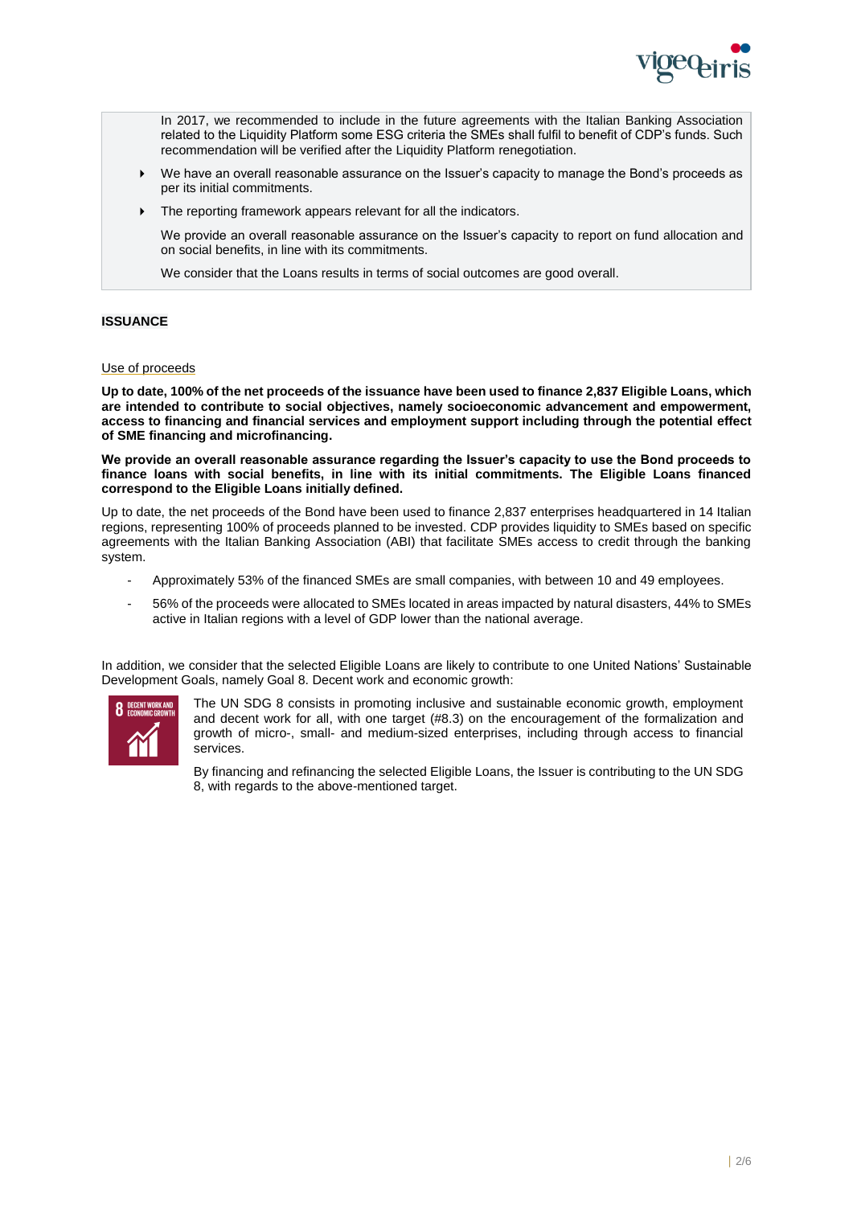In 2017, we recommended to include in the future agreements with the Italian Banking Association related to the Liquidity Platform some ESG criteria the SMEs shall fulfil to benefit of CDP's funds. Such recommendation will be verified after the Liquidity Platform renegotiation.

- We have an overall reasonable assurance on the Issuer's capacity to manage the Bond's proceeds as per its initial commitments.
- The reporting framework appears relevant for all the indicators.

  We provide an overall reasonable assurance on the Issuer's capacity to report on fund allocation and on social benefits, in line with its commitments.

  We consider that the Loans results in terms of social outcomes are good overall.

## ISSUANCE

Use of proceeds

**Up to date, 100% of the net proceeds of the issuance have been used to finance 2,837 Eligible Loans, which are intended to contribute to social objectives, namely socioeconomic advancement and empowerment, access to financing and financial services and employment support including through the potential effect of SME financing and microfinancing.**

**We provide an overall reasonable assurance regarding the Issuer's capacity to use the Bond proceeds to finance loans with social benefits, in line with its initial commitments. The Eligible Loans financed correspond to the Eligible Loans initially defined.**

Up to date, the net proceeds of the Bond have been used to finance 2,837 enterprises headquartered in 14 Italian regions, representing 100% of proceeds planned to be invested. CDP provides liquidity to SMEs based on specific agreements with the Italian Banking Association (ABI) that facilitate SMEs access to credit through the banking system.

- Approximately 53% of the financed SMEs are small companies, with between 10 and 49 employees.
- 56% of the proceeds were allocated to SMEs located in areas impacted by natural disasters, 44% to SMEs active in Italian regions with a level of GDP lower than the national average.

In addition, we consider that the selected Eligible Loans are likely to contribute to one United Nations' Sustainable Development Goals, namely Goal 8. Decent work and economic growth:

The UN SDG 8 consists in promoting inclusive and sustainable economic growth, employment and decent work for all, with one target (#8.3) on the encouragement of the formalization and growth of micro-, small- and medium-sized enterprises, including through access to financial services.

By financing and refinancing the selected Eligible Loans, the Issuer is contributing to the UN SDG 8, with regards to the above-mentioned target.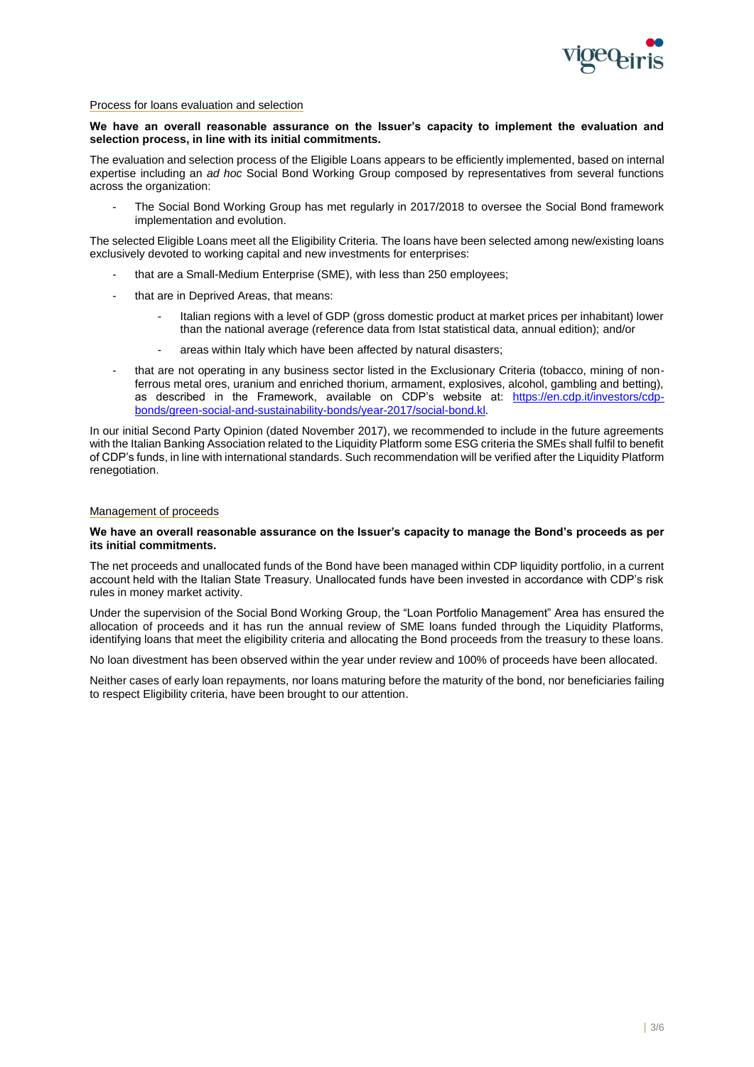## Process for loans evaluation and selection

**We have an overall reasonable assurance on the Issuer's capacity to implement the evaluation and selection process, in line with its initial commitments.**

The evaluation and selection process of the Eligible Loans appears to be efficiently implemented, based on internal expertise including an *ad hoc* Social Bond Working Group composed by representatives from several functions across the organization:

- The Social Bond Working Group has met regularly in 2017/2018 to oversee the Social Bond framework implementation and evolution.

The selected Eligible Loans meet all the Eligibility Criteria. The loans have been selected among new/existing loans exclusively devoted to working capital and new investments for enterprises:

- that are a Small-Medium Enterprise (SME), with less than 250 employees;
- that are in Deprived Areas, that means:
  - Italian regions with a level of GDP (gross domestic product at market prices per inhabitant) lower than the national average (reference data from Istat statistical data, annual edition); and/or
  - areas within Italy which have been affected by natural disasters;
- that are not operating in any business sector listed in the Exclusionary Criteria (tobacco, mining of non-ferrous metal ores, uranium and enriched thorium, armament, explosives, alcohol, gambling and betting), as described in the Framework, available on CDP's website at: [https://en.cdp.it/investors/cdp-bonds/green-social-and-sustainability-bonds/year-2017/social-bond.kl](https://en.cdp.it/investors/cdp-bonds/green-social-and-sustainability-bonds/year-2017/social-bond.kl).

In our initial Second Party Opinion (dated November 2017), we recommended to include in the future agreements with the Italian Banking Association related to the Liquidity Platform some ESG criteria the SMEs shall fulfil to benefit of CDP's funds, in line with international standards. Such recommendation will be verified after the Liquidity Platform renegotiation.

## Management of proceeds

**We have an overall reasonable assurance on the Issuer's capacity to manage the Bond's proceeds as per its initial commitments.**

The net proceeds and unallocated funds of the Bond have been managed within CDP liquidity portfolio, in a current account held with the Italian State Treasury. Unallocated funds have been invested in accordance with CDP's risk rules in money market activity.

Under the supervision of the Social Bond Working Group, the "Loan Portfolio Management" Area has ensured the allocation of proceeds and it has run the annual review of SME loans funded through the Liquidity Platforms, identifying loans that meet the eligibility criteria and allocating the Bond proceeds from the treasury to these loans.

No loan divestment has been observed within the year under review and 100% of proceeds have been allocated.

Neither cases of early loan repayments, nor loans maturing before the maturity of the bond, nor beneficiaries failing to respect Eligibility criteria, have been brought to our attention.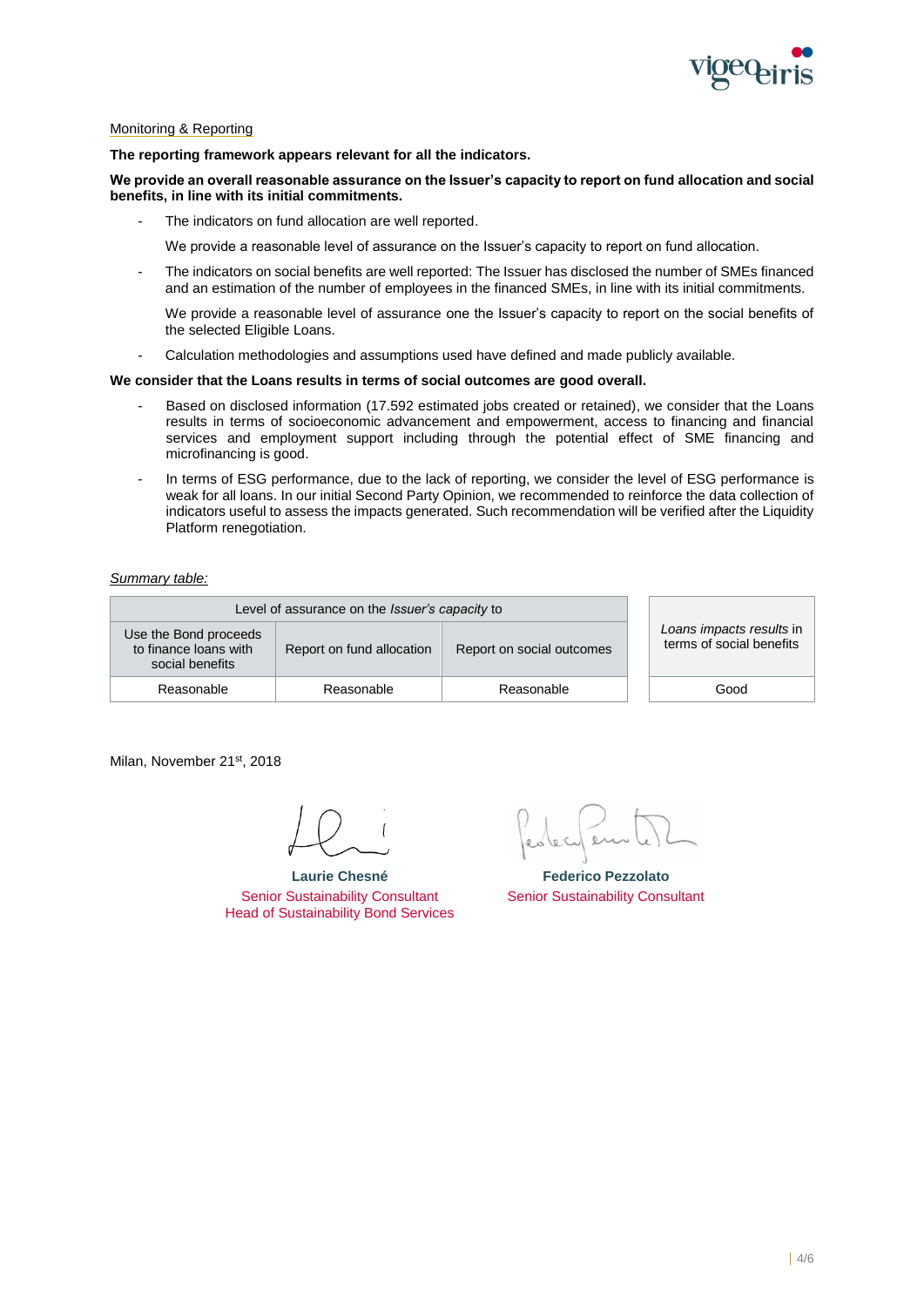Monitoring & Reporting

**The reporting framework appears relevant for all the indicators.**

**We provide an overall reasonable assurance on the Issuer's capacity to report on fund allocation and social benefits, in line with its initial commitments.**

- The indicators on fund allocation are well reported.

  We provide a reasonable level of assurance on the Issuer's capacity to report on fund allocation.

- The indicators on social benefits are well reported: The Issuer has disclosed the number of SMEs financed and an estimation of the number of employees in the financed SMEs, in line with its initial commitments.

  We provide a reasonable level of assurance one the Issuer's capacity to report on the social benefits of the selected Eligible Loans.

- Calculation methodologies and assumptions used have defined and made publicly available.

**We consider that the Loans results in terms of social outcomes are good overall.**

- Based on disclosed information (17.592 estimated jobs created or retained), we consider that the Loans results in terms of socioeconomic advancement and empowerment, access to financing and financial services and employment support including through the potential effect of SME financing and microfinancing is good.

- In terms of ESG performance, due to the lack of reporting, we consider the level of ESG performance is weak for all loans. In our initial Second Party Opinion, we recommended to reinforce the data collection of indicators useful to assess the impacts generated. Such recommendation will be verified after the Liquidity Platform renegotiation.

*Summary table:*

| Level of assurance on the *Issuer's capacity* to | | | *Loans impacts results* in terms of social benefits |
|---|---|---|---|
| Use the Bond proceeds to finance loans with social benefits | Report on fund allocation | Report on social outcomes | |
| Reasonable | Reasonable | Reasonable | Good |

Milan, November 21st, 2018

**Laurie Chesné**
Senior Sustainability Consultant
Head of Sustainability Bond Services

**Federico Pezzolato**
Senior Sustainability Consultant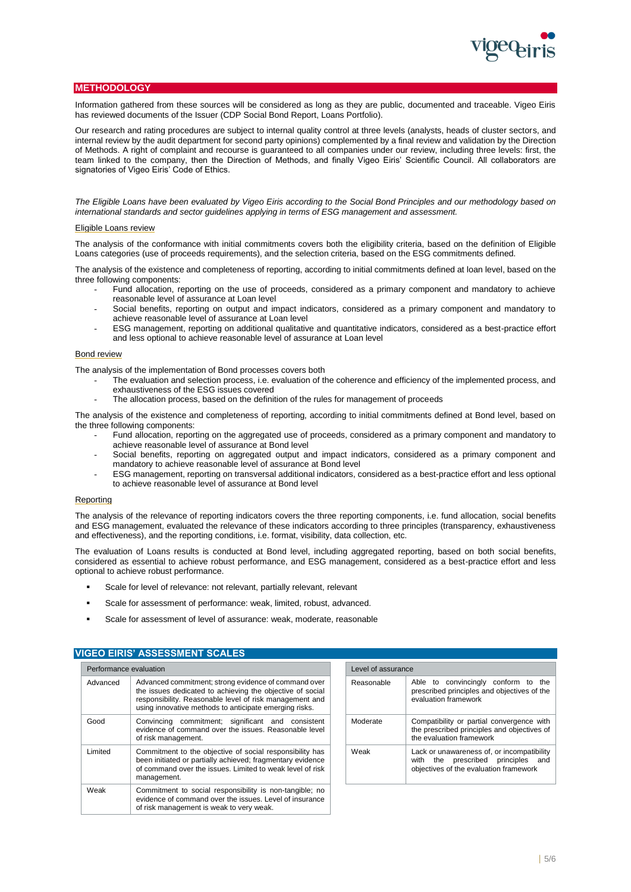## METHODOLOGY

Information gathered from these sources will be considered as long as they are public, documented and traceable. Vigeo Eiris has reviewed documents of the Issuer (CDP Social Bond Report, Loans Portfolio).

Our research and rating procedures are subject to internal quality control at three levels (analysts, heads of cluster sectors, and internal review by the audit department for second party opinions) complemented by a final review and validation by the Direction of Methods. A right of complaint and recourse is guaranteed to all companies under our review, including three levels: first, the team linked to the company, then the Direction of Methods, and finally Vigeo Eiris' Scientific Council. All collaborators are signatories of Vigeo Eiris' Code of Ethics.

*The Eligible Loans have been evaluated by Vigeo Eiris according to the Social Bond Principles and our methodology based on international standards and sector guidelines applying in terms of ESG management and assessment.*

### Eligible Loans review

The analysis of the conformance with initial commitments covers both the eligibility criteria, based on the definition of Eligible Loans categories (use of proceeds requirements), and the selection criteria, based on the ESG commitments defined.

The analysis of the existence and completeness of reporting, according to initial commitments defined at loan level, based on the three following components:

- Fund allocation, reporting on the use of proceeds, considered as a primary component and mandatory to achieve reasonable level of assurance at Loan level
- Social benefits, reporting on output and impact indicators, considered as a primary component and mandatory to achieve reasonable level of assurance at Loan level
- ESG management, reporting on additional qualitative and quantitative indicators, considered as a best-practice effort and less optional to achieve reasonable level of assurance at Loan level

### Bond review

The analysis of the implementation of Bond processes covers both

- The evaluation and selection process, i.e. evaluation of the coherence and efficiency of the implemented process, and exhaustiveness of the ESG issues covered
- The allocation process, based on the definition of the rules for management of proceeds

The analysis of the existence and completeness of reporting, according to initial commitments defined at Bond level, based on the three following components:

- Fund allocation, reporting on the aggregated use of proceeds, considered as a primary component and mandatory to achieve reasonable level of assurance at Bond level
- Social benefits, reporting on aggregated output and impact indicators, considered as a primary component and mandatory to achieve reasonable level of assurance at Bond level
- ESG management, reporting on transversal additional indicators, considered as a best-practice effort and less optional to achieve reasonable level of assurance at Bond level

### Reporting

The analysis of the relevance of reporting indicators covers the three reporting components, i.e. fund allocation, social benefits and ESG management, evaluated the relevance of these indicators according to three principles (transparency, exhaustiveness and effectiveness), and the reporting conditions, i.e. format, visibility, data collection, etc.

The evaluation of Loans results is conducted at Bond level, including aggregated reporting, based on both social benefits, considered as essential to achieve robust performance, and ESG management, considered as a best-practice effort and less optional to achieve robust performance.

- Scale for level of relevance: not relevant, partially relevant, relevant
- Scale for assessment of performance: weak, limited, robust, advanced.
- Scale for assessment of level of assurance: weak, moderate, reasonable

## VIGEO EIRIS' ASSESSMENT SCALES

| Performance evaluation | |
|---|---|
| Advanced | Advanced commitment; strong evidence of command over the issues dedicated to achieving the objective of social responsibility. Reasonable level of risk management and using innovative methods to anticipate emerging risks. |
| Good | Convincing commitment; significant and consistent evidence of command over the issues. Reasonable level of risk management. |
| Limited | Commitment to the objective of social responsibility has been initiated or partially achieved; fragmentary evidence of command over the issues. Limited to weak level of risk management. |
| Weak | Commitment to social responsibility is non-tangible; no evidence of command over the issues. Level of insurance of risk management is weak to very weak. |

| Level of assurance | |
|---|---|
| Reasonable | Able to convincingly conform to the prescribed principles and objectives of the evaluation framework |
| Moderate | Compatibility or partial convergence with the prescribed principles and objectives of the evaluation framework |
| Weak | Lack or unawareness of, or incompatibility with the prescribed principles and objectives of the evaluation framework |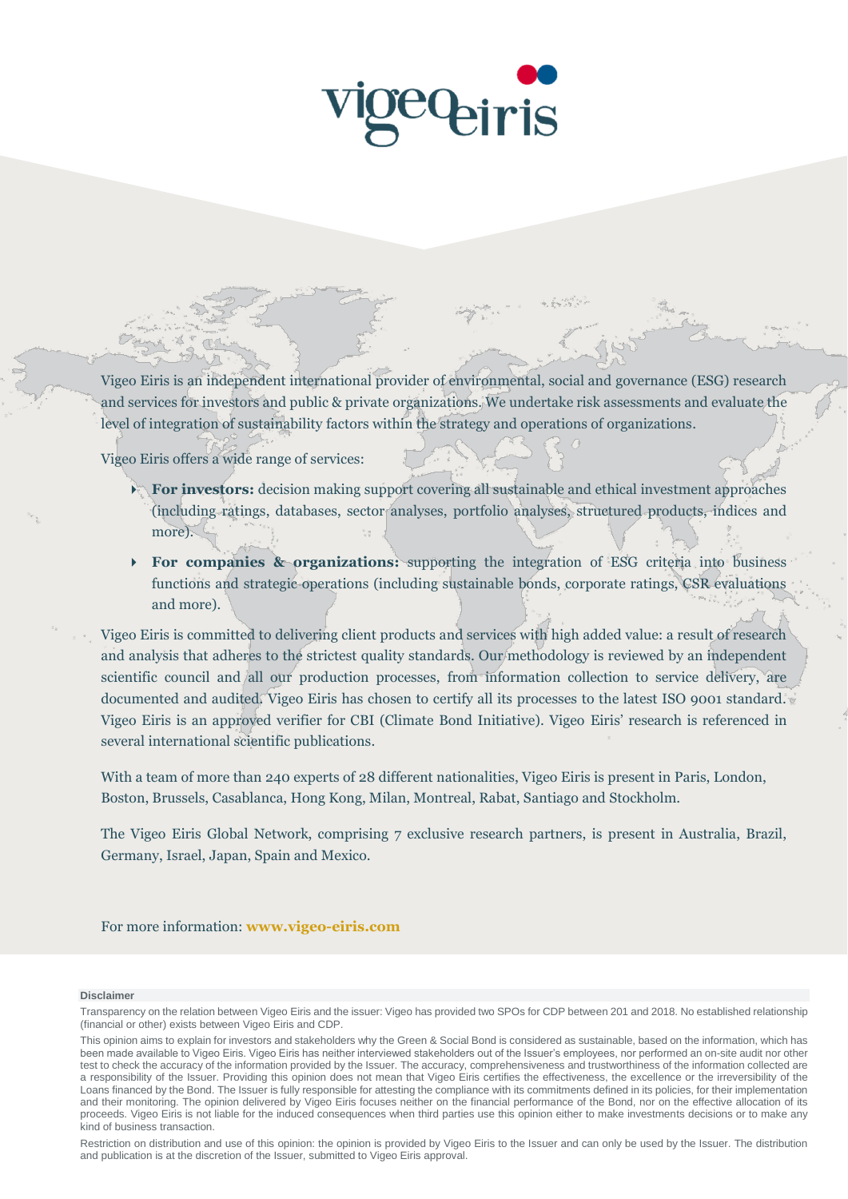Vigeo Eiris is an independent international provider of environmental, social and governance (ESG) research and services for investors and public & private organizations. We undertake risk assessments and evaluate the level of integration of sustainability factors within the strategy and operations of organizations.

Vigeo Eiris offers a wide range of services:

- **For investors:** decision making support covering all sustainable and ethical investment approaches (including ratings, databases, sector analyses, portfolio analyses, structured products, indices and more).
- **For companies & organizations:** supporting the integration of ESG criteria into business functions and strategic operations (including sustainable bonds, corporate ratings, CSR evaluations and more).

Vigeo Eiris is committed to delivering client products and services with high added value: a result of research and analysis that adheres to the strictest quality standards. Our methodology is reviewed by an independent scientific council and all our production processes, from information collection to service delivery, are documented and audited. Vigeo Eiris has chosen to certify all its processes to the latest ISO 9001 standard. Vigeo Eiris is an approved verifier for CBI (Climate Bond Initiative). Vigeo Eiris' research is referenced in several international scientific publications.

With a team of more than 240 experts of 28 different nationalities, Vigeo Eiris is present in Paris, London, Boston, Brussels, Casablanca, Hong Kong, Milan, Montreal, Rabat, Santiago and Stockholm.

The Vigeo Eiris Global Network, comprising 7 exclusive research partners, is present in Australia, Brazil, Germany, Israel, Japan, Spain and Mexico.

For more information: **www.vigeo-eiris.com**

**Disclaimer**

Transparency on the relation between Vigeo Eiris and the issuer: Vigeo has provided two SPOs for CDP between 201 and 2018. No established relationship (financial or other) exists between Vigeo Eiris and CDP.

This opinion aims to explain for investors and stakeholders why the Green & Social Bond is considered as sustainable, based on the information, which has been made available to Vigeo Eiris. Vigeo Eiris has neither interviewed stakeholders out of the Issuer's employees, nor performed an on-site audit nor other test to check the accuracy of the information provided by the Issuer. The accuracy, comprehensiveness and trustworthiness of the information collected are a responsibility of the Issuer. Providing this opinion does not mean that Vigeo Eiris certifies the effectiveness, the excellence or the irreversibility of the Loans financed by the Bond. The Issuer is fully responsible for attesting the compliance with its commitments defined in its policies, for their implementation and their monitoring. The opinion delivered by Vigeo Eiris focuses neither on the financial performance of the Bond, nor on the effective allocation of its proceeds. Vigeo Eiris is not liable for the induced consequences when third parties use this opinion either to make investments decisions or to make any kind of business transaction.

Restriction on distribution and use of this opinion: the opinion is provided by Vigeo Eiris to the Issuer and can only be used by the Issuer. The distribution and publication is at the discretion of the Issuer, submitted to Vigeo Eiris approval.